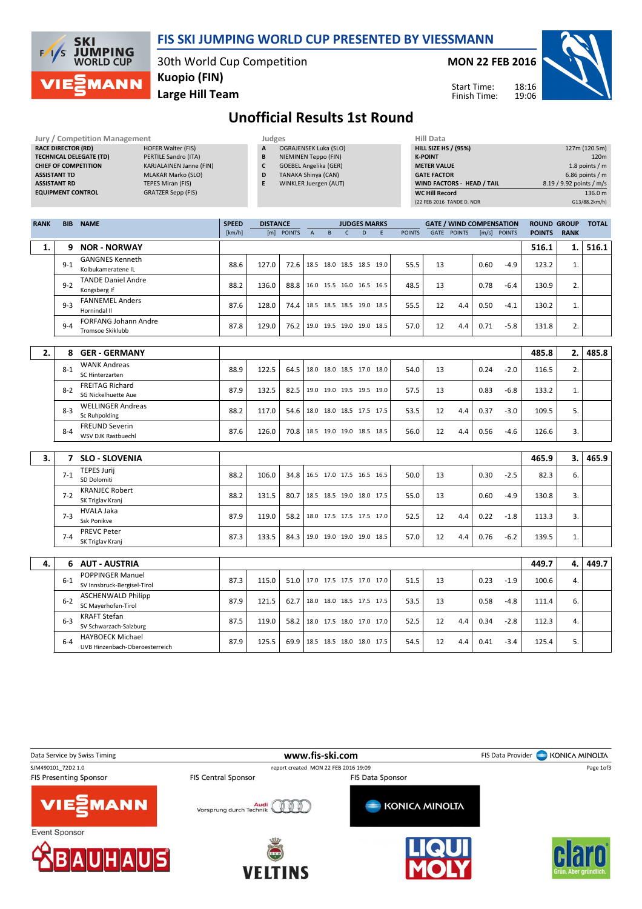# FIS SKI JUMPING WORLD CUP PRESENTED BY VIESSMANN

30th World Cup Competition
**Kuopio (FIN)**
**Large Hill Team**

**MON 22 FEB 2016**

Start Time: 18:16
Finish Time: 19:06

## Unofficial Results 1st Round

**Jury / Competition Management**

| | |
|---|---|
| RACE DIRECTOR (RD) | HOFER Walter (FIS) |
| TECHNICAL DELEGATE (TD) | PERTILE Sandro (ITA) |
| CHIEF OF COMPETITION | KARJALAINEN Janne (FIN) |
| ASSISTANT TD | MLAKAR Marko (SLO) |
| ASSISTANT RD | TEPES Miran (FIS) |
| EQUIPMENT CONTROL | GRATZER Sepp (FIS) |

**Judges**

| | |
|---|---|
| A | OGRAJENSEK Luka (SLO) |
| B | NIEMINEN Teppo (FIN) |
| C | GOEBEL Angelika (GER) |
| D | TANAKA Shinya (CAN) |
| E | WINKLER Juergen (AUT) |

**Hill Data**

| | |
|---|---|
| HILL SIZE HS / (95%) | 127m (120.5m) |
| K-POINT | 120m |
| METER VALUE | 1.8 points / m |
| GATE FACTOR | 6.86 points / m |
| WIND FACTORS - HEAD / TAIL | 8.19 / 9.92 points / m/s |
| WC Hill Record | 136.0 m |
| (22 FEB 2016 TANDE D. NOR | G13/88.2km/h) |

| RANK | BIB | NAME | SPEED [km/h] | DISTANCE [m] | DISTANCE POINTS | A | B | C | D | E | JUDGES POINTS | GATE | GATE POINTS | WIND [m/s] | WIND POINTS | ROUND POINTS | GROUP RANK | TOTAL |
|---|---|---|---|---|---|---|---|---|---|---|---|---|---|---|---|---|---|---|
| 1. | 9 | **NOR - NORWAY** | | | | | | | | | | | | | | 516.1 | 1. | 516.1 |
| | 9-1 | GANGNES Kenneth<br>Kolbukameratene IL | 88.6 | 127.0 | 72.6 | 18.5 | 18.0 | 18.5 | 18.5 | 19.0 | 55.5 | 13 | | 0.60 | -4.9 | 123.2 | 1. | |
| | 9-2 | TANDE Daniel Andre<br>Kongsberg If | 88.2 | 136.0 | 88.8 | 16.0 | 15.5 | 16.0 | 16.5 | 16.5 | 48.5 | 13 | | 0.78 | -6.4 | 130.9 | 2. | |
| | 9-3 | FANNEMEL Anders<br>Hornindal Il | 87.6 | 128.0 | 74.4 | 18.5 | 18.5 | 18.5 | 19.0 | 18.5 | 55.5 | 12 | 4.4 | 0.50 | -4.1 | 130.2 | 1. | |
| | 9-4 | FORFANG Johann Andre<br>Tromsoe Skiklubb | 87.8 | 129.0 | 76.2 | 19.0 | 19.5 | 19.0 | 19.0 | 18.5 | 57.0 | 12 | 4.4 | 0.71 | -5.8 | 131.8 | 2. | |
| 2. | 8 | **GER - GERMANY** | | | | | | | | | | | | | | 485.8 | 2. | 485.8 |
| | 8-1 | WANK Andreas<br>SC Hinterzarten | 88.9 | 122.5 | 64.5 | 18.0 | 18.0 | 18.5 | 17.0 | 18.0 | 54.0 | 13 | | 0.24 | -2.0 | 116.5 | 2. | |
| | 8-2 | FREITAG Richard<br>SG Nickelhuette Aue | 87.9 | 132.5 | 82.5 | 19.0 | 19.0 | 19.5 | 19.5 | 19.0 | 57.5 | 13 | | 0.83 | -6.8 | 133.2 | 1. | |
| | 8-3 | WELLINGER Andreas<br>Sc Ruhpolding | 88.2 | 117.0 | 54.6 | 18.0 | 18.0 | 18.5 | 17.5 | 17.5 | 53.5 | 12 | 4.4 | 0.37 | -3.0 | 109.5 | 5. | |
| | 8-4 | FREUND Severin<br>WSV DJK Rastbuechl | 87.6 | 126.0 | 70.8 | 18.5 | 19.0 | 19.0 | 18.5 | 18.5 | 56.0 | 12 | 4.4 | 0.56 | -4.6 | 126.6 | 3. | |
| 3. | 7 | **SLO - SLOVENIA** | | | | | | | | | | | | | | 465.9 | 3. | 465.9 |
| | 7-1 | TEPES Jurij<br>SD Dolomiti | 88.2 | 106.0 | 34.8 | 16.5 | 17.0 | 17.5 | 16.5 | 16.5 | 50.0 | 13 | | 0.30 | -2.5 | 82.3 | 6. | |
| | 7-2 | KRANJEC Robert<br>SK Triglav Kranj | 88.2 | 131.5 | 80.7 | 18.5 | 18.5 | 19.0 | 18.0 | 17.5 | 55.0 | 13 | | 0.60 | -4.9 | 130.8 | 3. | |
| | 7-3 | HVALA Jaka<br>Ssk Ponikve | 87.9 | 119.0 | 58.2 | 18.0 | 17.5 | 17.5 | 17.5 | 17.0 | 52.5 | 12 | 4.4 | 0.22 | -1.8 | 113.3 | 3. | |
| | 7-4 | PREVC Peter<br>SK Triglav Kranj | 87.3 | 133.5 | 84.3 | 19.0 | 19.0 | 19.0 | 19.0 | 18.5 | 57.0 | 12 | 4.4 | 0.76 | -6.2 | 139.5 | 1. | |
| 4. | 6 | **AUT - AUSTRIA** | | | | | | | | | | | | | | 449.7 | 4. | 449.7 |
| | 6-1 | POPPINGER Manuel<br>SV Innsbruck-Bergisel-Tirol | 87.3 | 115.0 | 51.0 | 17.0 | 17.5 | 17.5 | 17.0 | 17.0 | 51.5 | 13 | | 0.23 | -1.9 | 100.6 | 4. | |
| | 6-2 | ASCHENWALD Philipp<br>SC Mayerhofen-Tirol | 87.9 | 121.5 | 62.7 | 18.0 | 18.0 | 18.5 | 17.5 | 17.5 | 53.5 | 13 | | 0.58 | -4.8 | 111.4 | 6. | |
| | 6-3 | KRAFT Stefan<br>SV Schwarzach-Salzburg | 87.5 | 119.0 | 58.2 | 18.0 | 17.5 | 18.0 | 17.0 | 17.0 | 52.5 | 12 | 4.4 | 0.34 | -2.8 | 112.3 | 4. | |
| | 6-4 | HAYBOECK Michael<br>UVB Hinzenbach-Oberoesterreich | 87.9 | 125.5 | 69.9 | 18.5 | 18.5 | 18.0 | 18.0 | 17.5 | 54.5 | 12 | 4.4 | 0.41 | -3.4 | 125.4 | 5. | |

Data Service by Swiss Timing — www.fis-ski.com — FIS Data Provider KONICA MINOLTA

SJM490101_72D2 1.0 — report created MON 22 FEB 2016 19:09

FIS Presenting Sponsor: VIESSMANN — FIS Central Sponsor: Audi — FIS Data Sponsor: KONICA MINOLTA

Event Sponsor: BAUHAUS, VELTINS, LIQUI MOLY, claro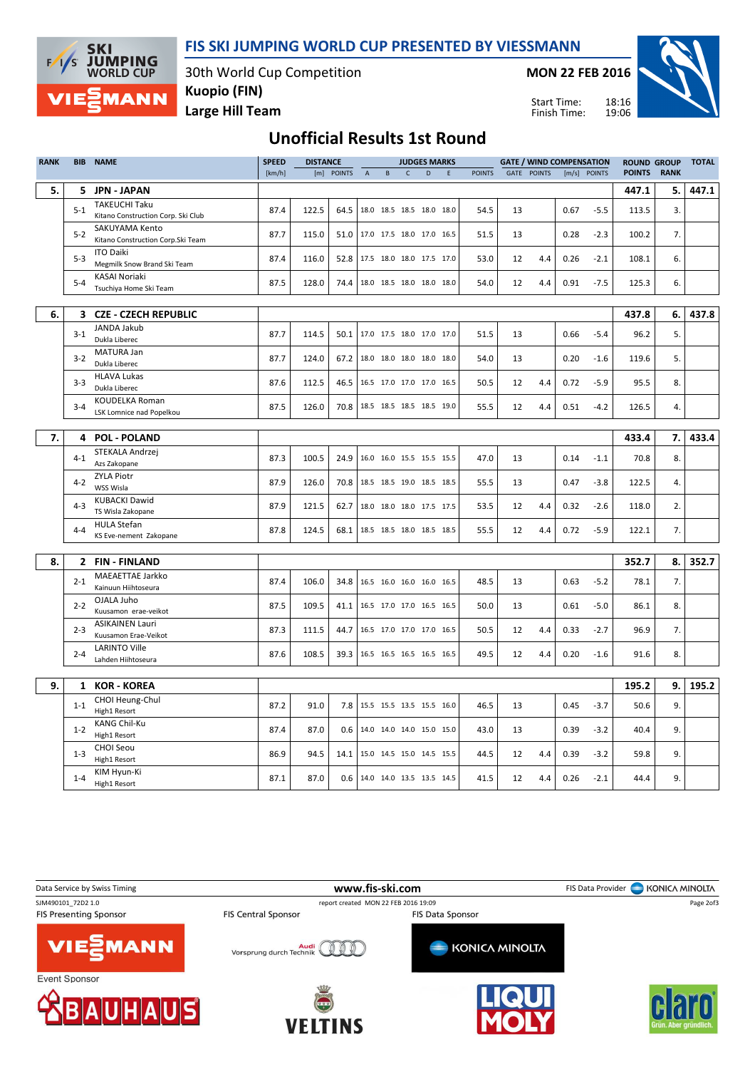# FIS SKI JUMPING WORLD CUP PRESENTED BY VIESSMANN

30th World Cup Competition
**Kuopio (FIN)**
**Large Hill Team**

**MON 22 FEB 2016**

Start Time: 18:16
Finish Time: 19:06

## Unofficial Results 1st Round

| RANK | BIB | NAME | SPEED [km/h] | DISTANCE [m] | DISTANCE POINTS | A | B | C | D | E | JUDGES POINTS | GATE | GATE POINTS | WIND [m/s] | WIND POINTS | ROUND POINTS | GROUP RANK | TOTAL |
|---|---|---|---|---|---|---|---|---|---|---|---|---|---|---|---|---|---|---|
| 5. | 5 | JPN - JAPAN | | | | | | | | | | | | | | 447.1 | 5. | 447.1 |
| | 5-1 | TAKEUCHI Taku<br>Kitano Construction Corp. Ski Club | 87.4 | 122.5 | 64.5 | 18.0 | 18.5 | 18.5 | 18.0 | 18.0 | 54.5 | 13 | | 0.67 | -5.5 | 113.5 | 3. | |
| | 5-2 | SAKUYAMA Kento<br>Kitano Construction Corp.Ski Team | 87.7 | 115.0 | 51.0 | 17.0 | 17.5 | 18.0 | 17.0 | 16.5 | 51.5 | 13 | | 0.28 | -2.3 | 100.2 | 7. | |
| | 5-3 | ITO Daiki<br>Megmilk Snow Brand Ski Team | 87.4 | 116.0 | 52.8 | 17.5 | 18.0 | 18.0 | 17.5 | 17.0 | 53.0 | 12 | 4.4 | 0.26 | -2.1 | 108.1 | 6. | |
| | 5-4 | KASAI Noriaki<br>Tsuchiya Home Ski Team | 87.5 | 128.0 | 74.4 | 18.0 | 18.5 | 18.0 | 18.0 | 18.0 | 54.0 | 12 | 4.4 | 0.91 | -7.5 | 125.3 | 6. | |
| 6. | 3 | CZE - CZECH REPUBLIC | | | | | | | | | | | | | | 437.8 | 6. | 437.8 |
| | 3-1 | JANDA Jakub<br>Dukla Liberec | 87.7 | 114.5 | 50.1 | 17.0 | 17.5 | 18.0 | 17.0 | 17.0 | 51.5 | 13 | | 0.66 | -5.4 | 96.2 | 5. | |
| | 3-2 | MATURA Jan<br>Dukla Liberec | 87.7 | 124.0 | 67.2 | 18.0 | 18.0 | 18.0 | 18.0 | 18.0 | 54.0 | 13 | | 0.20 | -1.6 | 119.6 | 5. | |
| | 3-3 | HLAVA Lukas<br>Dukla Liberec | 87.6 | 112.5 | 46.5 | 16.5 | 17.0 | 17.0 | 17.0 | 16.5 | 50.5 | 12 | 4.4 | 0.72 | -5.9 | 95.5 | 8. | |
| | 3-4 | KOUDELKA Roman<br>LSK Lomnice nad Popelkou | 87.5 | 126.0 | 70.8 | 18.5 | 18.5 | 18.5 | 18.5 | 19.0 | 55.5 | 12 | 4.4 | 0.51 | -4.2 | 126.5 | 4. | |
| 7. | 4 | POL - POLAND | | | | | | | | | | | | | | 433.4 | 7. | 433.4 |
| | 4-1 | STEKALA Andrzej<br>Azs Zakopane | 87.3 | 100.5 | 24.9 | 16.0 | 16.0 | 15.5 | 15.5 | 15.5 | 47.0 | 13 | | 0.14 | -1.1 | 70.8 | 8. | |
| | 4-2 | ZYLA Piotr<br>WSS Wisla | 87.9 | 126.0 | 70.8 | 18.5 | 18.5 | 19.0 | 18.5 | 18.5 | 55.5 | 13 | | 0.47 | -3.8 | 122.5 | 4. | |
| | 4-3 | KUBACKI Dawid<br>TS Wisla Zakopane | 87.9 | 121.5 | 62.7 | 18.0 | 18.0 | 18.0 | 17.5 | 17.5 | 53.5 | 12 | 4.4 | 0.32 | -2.6 | 118.0 | 2. | |
| | 4-4 | HULA Stefan<br>KS Eve-nement Zakopane | 87.8 | 124.5 | 68.1 | 18.5 | 18.5 | 18.0 | 18.5 | 18.5 | 55.5 | 12 | 4.4 | 0.72 | -5.9 | 122.1 | 7. | |
| 8. | 2 | FIN - FINLAND | | | | | | | | | | | | | | 352.7 | 8. | 352.7 |
| | 2-1 | MAEAETTAE Jarkko<br>Kainuun Hiihtoseura | 87.4 | 106.0 | 34.8 | 16.5 | 16.0 | 16.0 | 16.0 | 16.5 | 48.5 | 13 | | 0.63 | -5.2 | 78.1 | 7. | |
| | 2-2 | OJALA Juho<br>Kuusamon erae-veikot | 87.5 | 109.5 | 41.1 | 16.5 | 17.0 | 17.0 | 16.5 | 16.5 | 50.0 | 13 | | 0.61 | -5.0 | 86.1 | 8. | |
| | 2-3 | ASIKAINEN Lauri<br>Kuusamon Erae-Veikot | 87.3 | 111.5 | 44.7 | 16.5 | 17.0 | 17.0 | 17.0 | 16.5 | 50.5 | 12 | 4.4 | 0.33 | -2.7 | 96.9 | 7. | |
| | 2-4 | LARINTO Ville<br>Lahden Hiihtoseura | 87.6 | 108.5 | 39.3 | 16.5 | 16.5 | 16.5 | 16.5 | 16.5 | 49.5 | 12 | 4.4 | 0.20 | -1.6 | 91.6 | 8. | |
| 9. | 1 | KOR - KOREA | | | | | | | | | | | | | | 195.2 | 9. | 195.2 |
| | 1-1 | CHOI Heung-Chul<br>High1 Resort | 87.2 | 91.0 | 7.8 | 15.5 | 15.5 | 13.5 | 15.5 | 16.0 | 46.5 | 13 | | 0.45 | -3.7 | 50.6 | 9. | |
| | 1-2 | KANG Chil-Ku<br>High1 Resort | 87.4 | 87.0 | 0.6 | 14.0 | 14.0 | 14.0 | 15.0 | 15.0 | 43.0 | 13 | | 0.39 | -3.2 | 40.4 | 9. | |
| | 1-3 | CHOI Seou<br>High1 Resort | 86.9 | 94.5 | 14.1 | 15.0 | 14.5 | 15.0 | 14.5 | 15.5 | 44.5 | 12 | 4.4 | 0.39 | -3.2 | 59.8 | 9. | |
| | 1-4 | KIM Hyun-Ki<br>High1 Resort | 87.1 | 87.0 | 0.6 | 14.0 | 14.0 | 13.5 | 13.5 | 14.5 | 41.5 | 12 | 4.4 | 0.26 | -2.1 | 44.4 | 9. | |

Data Service by Swiss Timing — www.fis-ski.com — FIS Data Provider KONICA MINOLTA

SJM490101_72D2 1.0 — report created MON 22 FEB 2016 19:09

FIS Presenting Sponsor: VIESSMANN — FIS Central Sponsor: Audi — FIS Data Sponsor: KONICA MINOLTA

Event Sponsor: BAUHAUS, VELTINS, LIQUI MOLY, claro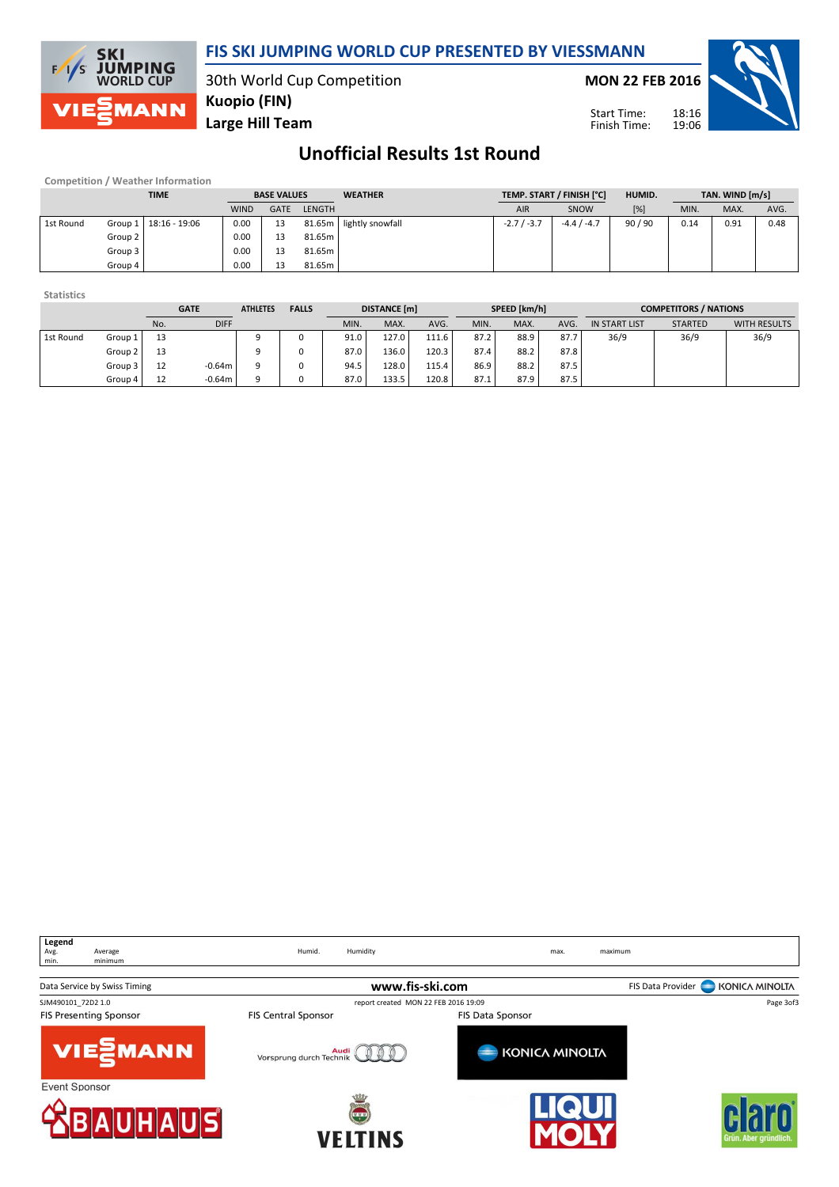# FIS SKI JUMPING WORLD CUP PRESENTED BY VIESSMANN

30th World Cup Competition
**Kuopio (FIN)**
**Large Hill Team**

**MON 22 FEB 2016**

Start Time: 18:16
Finish Time: 19:06

## Unofficial Results 1st Round

Competition / Weather Information

| TIME | | | BASE VALUES | | | WEATHER | TEMP. START / FINISH [°C] | | HUMID. | TAN. WIND [m/s] | | |
|---|---|---|---|---|---|---|---|---|---|---|---|---|
| | | | WIND | GATE | LENGTH | | AIR | SNOW | [%] | MIN. | MAX. | AVG. |
| 1st Round | Group 1 | 18:16 - 19:06 | 0.00 | 13 | 81.65m | lightly snowfall | -2.7 / -3.7 | -4.4 / -4.7 | 90 / 90 | 0.14 | 0.91 | 0.48 |
| | Group 2 | | 0.00 | 13 | 81.65m | | | | | | | |
| | Group 3 | | 0.00 | 13 | 81.65m | | | | | | | |
| | Group 4 | | 0.00 | 13 | 81.65m | | | | | | | |

Statistics

| | | GATE | | ATHLETES | FALLS | DISTANCE [m] | | | SPEED [km/h] | | | COMPETITORS / NATIONS | | |
|---|---|---|---|---|---|---|---|---|---|---|---|---|---|---|
| | | No. | DIFF | | | MIN. | MAX. | AVG. | MIN. | MAX. | AVG. | IN START LIST | STARTED | WITH RESULTS |
| 1st Round | Group 1 | 13 | | 9 | 0 | 91.0 | 127.0 | 111.6 | 87.2 | 88.9 | 87.7 | 36/9 | 36/9 | 36/9 |
| | Group 2 | 13 | | 9 | 0 | 87.0 | 136.0 | 120.3 | 87.4 | 88.2 | 87.8 | | | |
| | Group 3 | 12 | -0.64m | 9 | 0 | 94.5 | 128.0 | 115.4 | 86.9 | 88.2 | 87.5 | | | |
| | Group 4 | 12 | -0.64m | 9 | 0 | 87.0 | 133.5 | 120.8 | 87.1 | 87.9 | 87.5 | | | |

**Legend**

| | | | | | |
|---|---|---|---|---|---|
| Avg. | Average | Humid. | Humidity | max. | maximum |
| min. | minimum | | | | |

Data Service by Swiss Timing — www.fis-ski.com — FIS Data Provider KONICA MINOLTA

SJM490101_72D2 1.0 — report created MON 22 FEB 2016 19:09

FIS Presenting Sponsor: VIESSMANN — FIS Central Sponsor: Audi Vorsprung durch Technik — FIS Data Sponsor: KONICA MINOLTA

Event Sponsor: BAUHAUS, VELTINS, LIQUI MOLY, claro Grün. Aber gründlich.